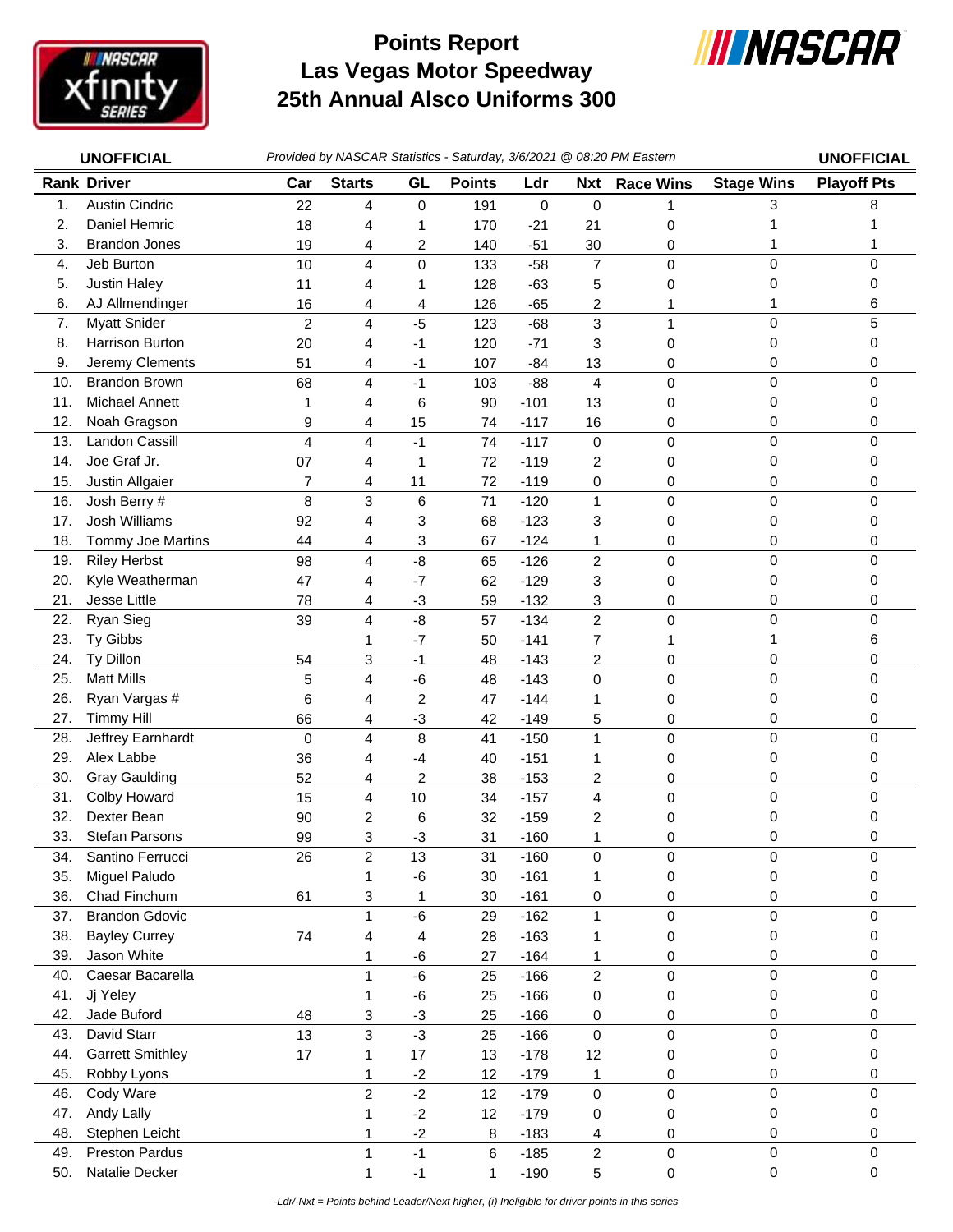# Points Report
# Las Vegas Motor Speedway
# 25th Annual Alsco Uniforms 300

**UNOFFICIAL** *Provided by NASCAR Statistics - Saturday, 3/6/2021 @ 08:20 PM Eastern* **UNOFFICIAL**

| Rank | Driver | Car | Starts | GL | Points | Ldr | Nxt | Race Wins | Stage Wins | Playoff Pts |
|---|---|---|---|---|---|---|---|---|---|---|
| 1. | Austin Cindric | 22 | 4 | 0 | 191 | 0 | 0 | 1 | 3 | 8 |
| 2. | Daniel Hemric | 18 | 4 | 1 | 170 | -21 | 21 | 0 | 1 | 1 |
| 3. | Brandon Jones | 19 | 4 | 2 | 140 | -51 | 30 | 0 | 1 | 1 |
| 4. | Jeb Burton | 10 | 4 | 0 | 133 | -58 | 7 | 0 | 0 | 0 |
| 5. | Justin Haley | 11 | 4 | 1 | 128 | -63 | 5 | 0 | 0 | 0 |
| 6. | AJ Allmendinger | 16 | 4 | 4 | 126 | -65 | 2 | 1 | 1 | 6 |
| 7. | Myatt Snider | 2 | 4 | -5 | 123 | -68 | 3 | 1 | 0 | 5 |
| 8. | Harrison Burton | 20 | 4 | -1 | 120 | -71 | 3 | 0 | 0 | 0 |
| 9. | Jeremy Clements | 51 | 4 | -1 | 107 | -84 | 13 | 0 | 0 | 0 |
| 10. | Brandon Brown | 68 | 4 | -1 | 103 | -88 | 4 | 0 | 0 | 0 |
| 11. | Michael Annett | 1 | 4 | 6 | 90 | -101 | 13 | 0 | 0 | 0 |
| 12. | Noah Gragson | 9 | 4 | 15 | 74 | -117 | 16 | 0 | 0 | 0 |
| 13. | Landon Cassill | 4 | 4 | -1 | 74 | -117 | 0 | 0 | 0 | 0 |
| 14. | Joe Graf Jr. | 07 | 4 | 1 | 72 | -119 | 2 | 0 | 0 | 0 |
| 15. | Justin Allgaier | 7 | 4 | 11 | 72 | -119 | 0 | 0 | 0 | 0 |
| 16. | Josh Berry # | 8 | 3 | 6 | 71 | -120 | 1 | 0 | 0 | 0 |
| 17. | Josh Williams | 92 | 4 | 3 | 68 | -123 | 3 | 0 | 0 | 0 |
| 18. | Tommy Joe Martins | 44 | 4 | 3 | 67 | -124 | 1 | 0 | 0 | 0 |
| 19. | Riley Herbst | 98 | 4 | -8 | 65 | -126 | 2 | 0 | 0 | 0 |
| 20. | Kyle Weatherman | 47 | 4 | -7 | 62 | -129 | 3 | 0 | 0 | 0 |
| 21. | Jesse Little | 78 | 4 | -3 | 59 | -132 | 3 | 0 | 0 | 0 |
| 22. | Ryan Sieg | 39 | 4 | -8 | 57 | -134 | 2 | 0 | 0 | 0 |
| 23. | Ty Gibbs | | 1 | -7 | 50 | -141 | 7 | 1 | 1 | 6 |
| 24. | Ty Dillon | 54 | 3 | -1 | 48 | -143 | 2 | 0 | 0 | 0 |
| 25. | Matt Mills | 5 | 4 | -6 | 48 | -143 | 0 | 0 | 0 | 0 |
| 26. | Ryan Vargas # | 6 | 4 | 2 | 47 | -144 | 1 | 0 | 0 | 0 |
| 27. | Timmy Hill | 66 | 4 | -3 | 42 | -149 | 5 | 0 | 0 | 0 |
| 28. | Jeffrey Earnhardt | 0 | 4 | 8 | 41 | -150 | 1 | 0 | 0 | 0 |
| 29. | Alex Labbe | 36 | 4 | -4 | 40 | -151 | 1 | 0 | 0 | 0 |
| 30. | Gray Gaulding | 52 | 4 | 2 | 38 | -153 | 2 | 0 | 0 | 0 |
| 31. | Colby Howard | 15 | 4 | 10 | 34 | -157 | 4 | 0 | 0 | 0 |
| 32. | Dexter Bean | 90 | 2 | 6 | 32 | -159 | 2 | 0 | 0 | 0 |
| 33. | Stefan Parsons | 99 | 3 | -3 | 31 | -160 | 1 | 0 | 0 | 0 |
| 34. | Santino Ferrucci | 26 | 2 | 13 | 31 | -160 | 0 | 0 | 0 | 0 |
| 35. | Miguel Paludo | | 1 | -6 | 30 | -161 | 1 | 0 | 0 | 0 |
| 36. | Chad Finchum | 61 | 3 | 1 | 30 | -161 | 0 | 0 | 0 | 0 |
| 37. | Brandon Gdovic | | 1 | -6 | 29 | -162 | 1 | 0 | 0 | 0 |
| 38. | Bayley Currey | 74 | 4 | 4 | 28 | -163 | 1 | 0 | 0 | 0 |
| 39. | Jason White | | 1 | -6 | 27 | -164 | 1 | 0 | 0 | 0 |
| 40. | Caesar Bacarella | | 1 | -6 | 25 | -166 | 2 | 0 | 0 | 0 |
| 41. | Jj Yeley | | 1 | -6 | 25 | -166 | 0 | 0 | 0 | 0 |
| 42. | Jade Buford | 48 | 3 | -3 | 25 | -166 | 0 | 0 | 0 | 0 |
| 43. | David Starr | 13 | 3 | -3 | 25 | -166 | 0 | 0 | 0 | 0 |
| 44. | Garrett Smithley | 17 | 1 | 17 | 13 | -178 | 12 | 0 | 0 | 0 |
| 45. | Robby Lyons | | 1 | -2 | 12 | -179 | 1 | 0 | 0 | 0 |
| 46. | Cody Ware | | 2 | -2 | 12 | -179 | 0 | 0 | 0 | 0 |
| 47. | Andy Lally | | 1 | -2 | 12 | -179 | 0 | 0 | 0 | 0 |
| 48. | Stephen Leicht | | 1 | -2 | 8 | -183 | 4 | 0 | 0 | 0 |
| 49. | Preston Pardus | | 1 | -1 | 6 | -185 | 2 | 0 | 0 | 0 |
| 50. | Natalie Decker | | 1 | -1 | 1 | -190 | 5 | 0 | 0 | 0 |

*-Ldr/-Nxt = Points behind Leader/Next higher, (i) Ineligible for driver points in this series*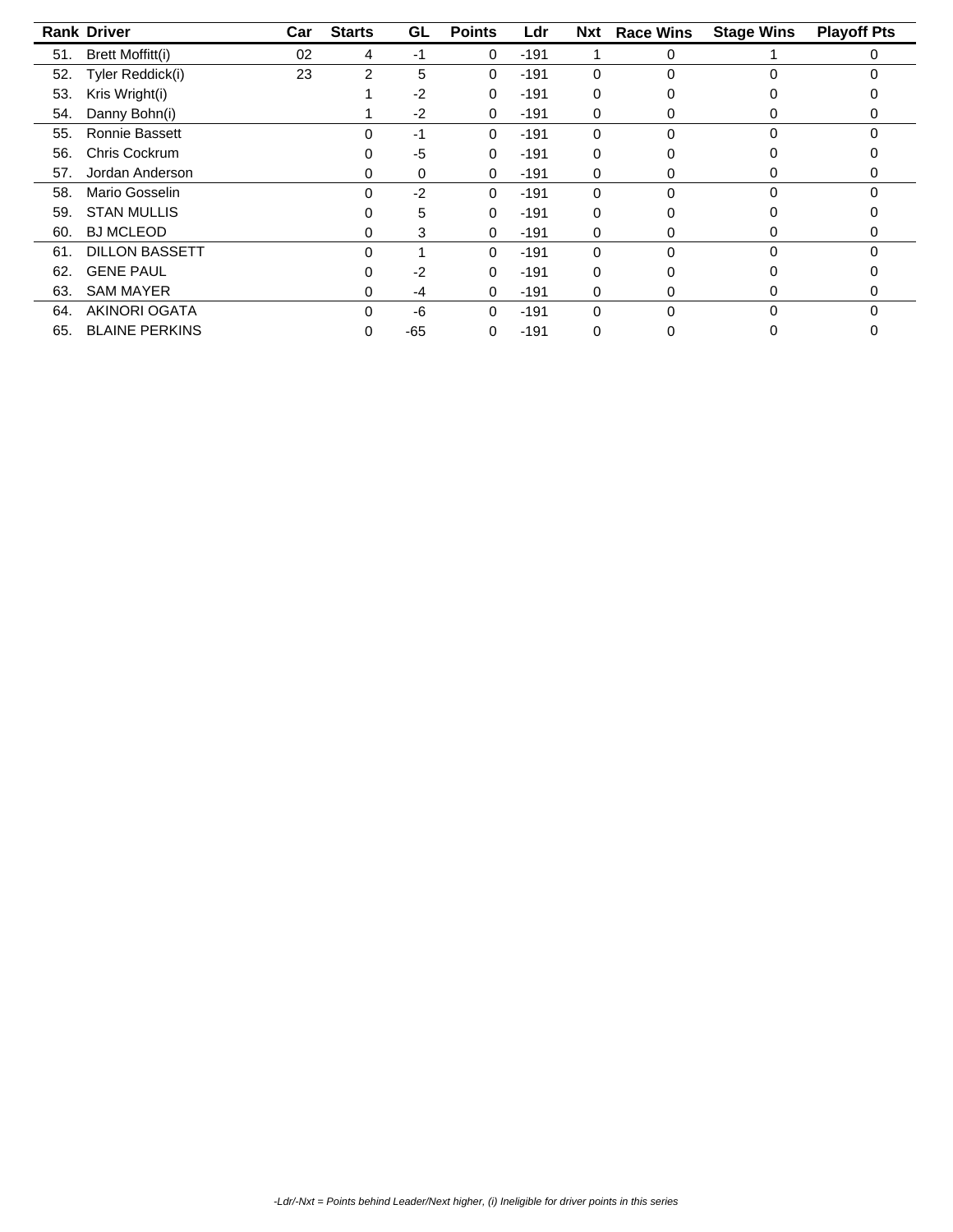| Rank | Driver | Car | Starts | GL | Points | Ldr | Nxt | Race Wins | Stage Wins | Playoff Pts |
|---|---|---|---|---|---|---|---|---|---|---|
| 51. | Brett Moffitt(i) | 02 | 4 | -1 | 0 | -191 | 1 | 0 | 1 | 0 |
| 52. | Tyler Reddick(i) | 23 | 2 | 5 | 0 | -191 | 0 | 0 | 0 | 0 |
| 53. | Kris Wright(i) | | 1 | -2 | 0 | -191 | 0 | 0 | 0 | 0 |
| 54. | Danny Bohn(i) | | 1 | -2 | 0 | -191 | 0 | 0 | 0 | 0 |
| 55. | Ronnie Bassett | | 0 | -1 | 0 | -191 | 0 | 0 | 0 | 0 |
| 56. | Chris Cockrum | | 0 | -5 | 0 | -191 | 0 | 0 | 0 | 0 |
| 57. | Jordan Anderson | | 0 | 0 | 0 | -191 | 0 | 0 | 0 | 0 |
| 58. | Mario Gosselin | | 0 | -2 | 0 | -191 | 0 | 0 | 0 | 0 |
| 59. | STAN MULLIS | | 0 | 5 | 0 | -191 | 0 | 0 | 0 | 0 |
| 60. | BJ MCLEOD | | 0 | 3 | 0 | -191 | 0 | 0 | 0 | 0 |
| 61. | DILLON BASSETT | | 0 | 1 | 0 | -191 | 0 | 0 | 0 | 0 |
| 62. | GENE PAUL | | 0 | -2 | 0 | -191 | 0 | 0 | 0 | 0 |
| 63. | SAM MAYER | | 0 | -4 | 0 | -191 | 0 | 0 | 0 | 0 |
| 64. | AKINORI OGATA | | 0 | -6 | 0 | -191 | 0 | 0 | 0 | 0 |
| 65. | BLAINE PERKINS | | 0 | -65 | 0 | -191 | 0 | 0 | 0 | 0 |

*-Ldr/-Nxt = Points behind Leader/Next higher, (i) Ineligible for driver points in this series*